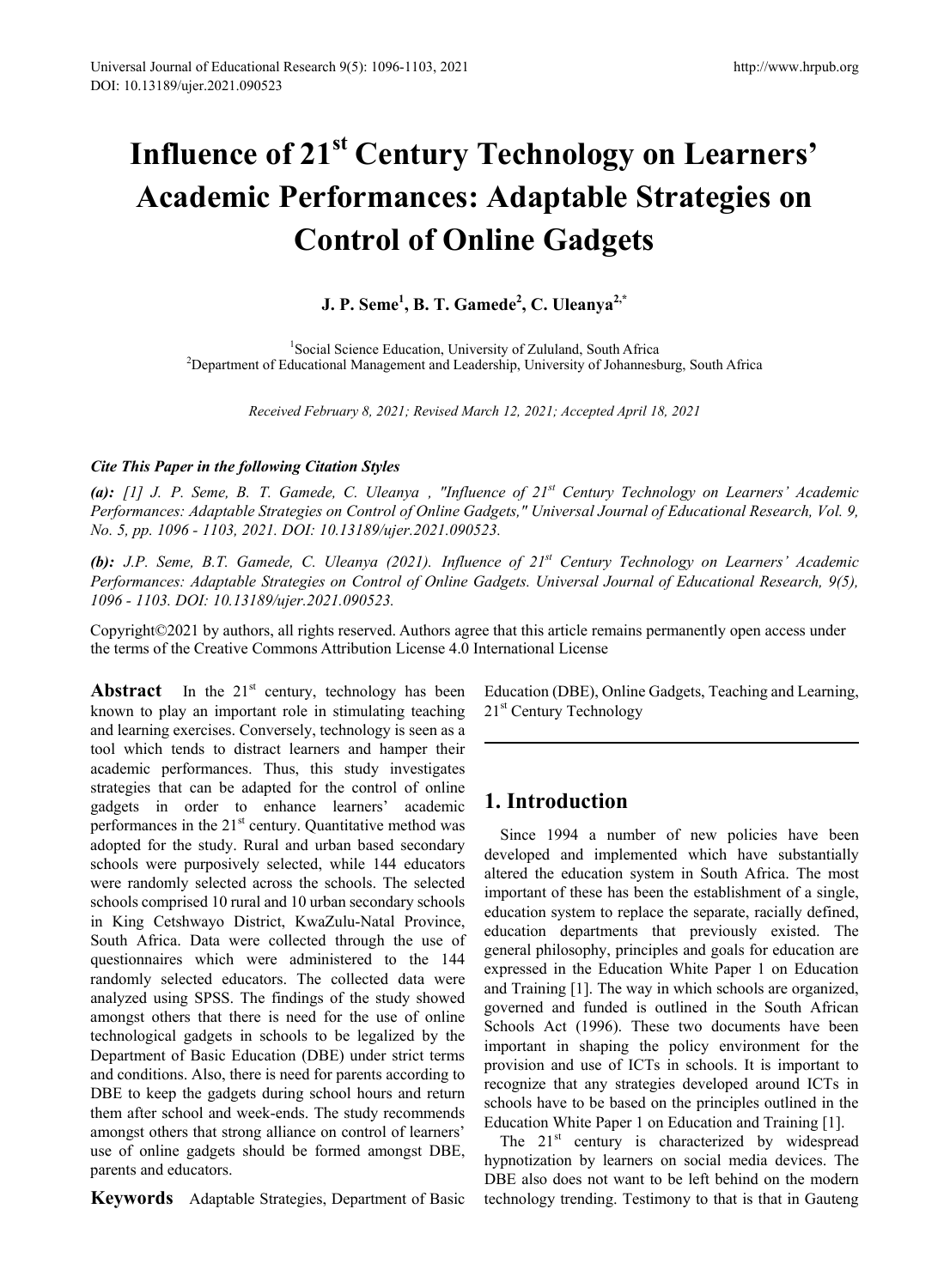# Influence of 21st Century Technology on Learners' Academic Performances: Adaptable Strategies on Control of Online Gadgets

**J. P. Seme[1], B. T. Gamede[2], C. Uleanya[2,*]**

[1]Social Science Education, University of Zululand, South Africa
[2]Department of Educational Management and Leadership, University of Johannesburg, South Africa

*Received February 8, 2021; Revised March 12, 2021; Accepted April 18, 2021*

***Cite This Paper in the following Citation Styles***

***(a):*** *[1] J. P. Seme, B. T. Gamede, C. Uleanya , "Influence of 21st Century Technology on Learners' Academic Performances: Adaptable Strategies on Control of Online Gadgets," Universal Journal of Educational Research, Vol. 9, No. 5, pp. 1096 - 1103, 2021. DOI: 10.13189/ujer.2021.090523.*

***(b):*** *J.P. Seme, B.T. Gamede, C. Uleanya (2021). Influence of 21st Century Technology on Learners' Academic Performances: Adaptable Strategies on Control of Online Gadgets. Universal Journal of Educational Research, 9(5), 1096 - 1103. DOI: 10.13189/ujer.2021.090523.*

Copyright©2021 by authors, all rights reserved. Authors agree that this article remains permanently open access under the terms of the Creative Commons Attribution License 4.0 International License

**Abstract** In the 21st century, technology has been known to play an important role in stimulating teaching and learning exercises. Conversely, technology is seen as a tool which tends to distract learners and hamper their academic performances. Thus, this study investigates strategies that can be adapted for the control of online gadgets in order to enhance learners' academic performances in the 21st century. Quantitative method was adopted for the study. Rural and urban based secondary schools were purposively selected, while 144 educators were randomly selected across the schools. The selected schools comprised 10 rural and 10 urban secondary schools in King Cetshwayo District, KwaZulu-Natal Province, South Africa. Data were collected through the use of questionnaires which were administered to the 144 randomly selected educators. The collected data were analyzed using SPSS. The findings of the study showed amongst others that there is need for the use of online technological gadgets in schools to be legalized by the Department of Basic Education (DBE) under strict terms and conditions. Also, there is need for parents according to DBE to keep the gadgets during school hours and return them after school and week-ends. The study recommends amongst others that strong alliance on control of learners' use of online gadgets should be formed amongst DBE, parents and educators.

**Keywords** Adaptable Strategies, Department of Basic Education (DBE), Online Gadgets, Teaching and Learning, 21st Century Technology

## 1. Introduction

Since 1994 a number of new policies have been developed and implemented which have substantially altered the education system in South Africa. The most important of these has been the establishment of a single, education system to replace the separate, racially defined, education departments that previously existed. The general philosophy, principles and goals for education are expressed in the Education White Paper 1 on Education and Training [1]. The way in which schools are organized, governed and funded is outlined in the South African Schools Act (1996). These two documents have been important in shaping the policy environment for the provision and use of ICTs in schools. It is important to recognize that any strategies developed around ICTs in schools have to be based on the principles outlined in the Education White Paper 1 on Education and Training [1].

The 21st century is characterized by widespread hypnotization by learners on social media devices. The DBE also does not want to be left behind on the modern technology trending. Testimony to that is that in Gauteng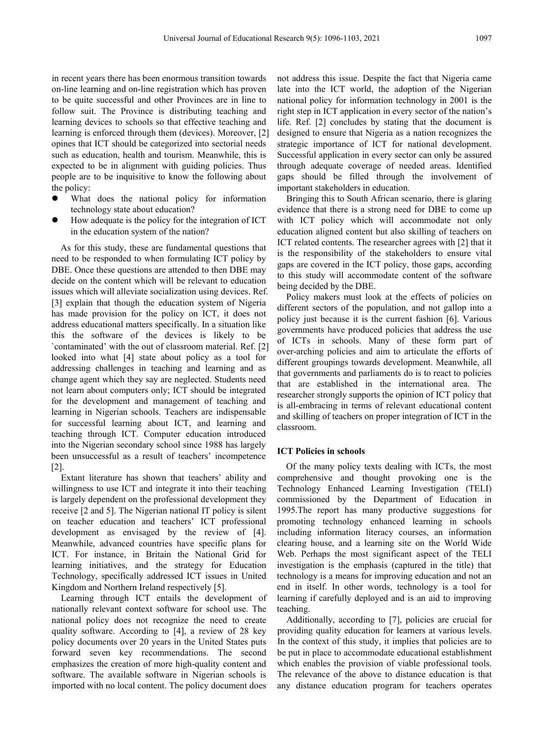in recent years there has been enormous transition towards on-line learning and on-line registration which has proven to be quite successful and other Provinces are in line to follow suit. The Province is distributing teaching and learning devices to schools so that effective teaching and learning is enforced through them (devices). Moreover, [2] opines that ICT should be categorized into sectorial needs such as education, health and tourism. Meanwhile, this is expected to be in alignment with guiding policies. Thus people are to be inquisitive to know the following about the policy:

- What does the national policy for information technology state about education?
- How adequate is the policy for the integration of ICT in the education system of the nation?

As for this study, these are fundamental questions that need to be responded to when formulating ICT policy by DBE. Once these questions are attended to then DBE may decide on the content which will be relevant to education issues which will alleviate socialization using devices. Ref. [3] explain that though the education system of Nigeria has made provision for the policy on ICT, it does not address educational matters specifically. In a situation like this the software of the devices is likely to be `contaminated' with the out of classroom material. Ref. [2] looked into what [4] state about policy as a tool for addressing challenges in teaching and learning and as change agent which they say are neglected. Students need not learn about computers only; ICT should be integrated for the development and management of teaching and learning in Nigerian schools. Teachers are indispensable for successful learning about ICT, and learning and teaching through ICT. Computer education introduced into the Nigerian secondary school since 1988 has largely been unsuccessful as a result of teachers' incompetence [2].

Extant literature has shown that teachers' ability and willingness to use ICT and integrate it into their teaching is largely dependent on the professional development they receive [2 and 5]. The Nigerian national IT policy is silent on teacher education and teachers' ICT professional development as envisaged by the review of [4]. Meanwhile, advanced countries have specific plans for ICT. For instance, in Britain the National Grid for learning initiatives, and the strategy for Education Technology, specifically addressed ICT issues in United Kingdom and Northern Ireland respectively [5].

Learning through ICT entails the development of nationally relevant context software for school use. The national policy does not recognize the need to create quality software. According to [4], a review of 28 key policy documents over 20 years in the United States puts forward seven key recommendations. The second emphasizes the creation of more high-quality content and software. The available software in Nigerian schools is imported with no local content. The policy document does not address this issue. Despite the fact that Nigeria came late into the ICT world, the adoption of the Nigerian national policy for information technology in 2001 is the right step in ICT application in every sector of the nation's life. Ref. [2] concludes by stating that the document is designed to ensure that Nigeria as a nation recognizes the strategic importance of ICT for national development. Successful application in every sector can only be assured through adequate coverage of needed areas. Identified gaps should be filled through the involvement of important stakeholders in education.

Bringing this to South African scenario, there is glaring evidence that there is a strong need for DBE to come up with ICT policy which will accommodate not only education aligned content but also skilling of teachers on ICT related contents. The researcher agrees with [2] that it is the responsibility of the stakeholders to ensure vital gaps are covered in the ICT policy, those gaps, according to this study will accommodate content of the software being decided by the DBE.

Policy makers must look at the effects of policies on different sectors of the population, and not gallop into a policy just because it is the current fashion [6]. Various governments have produced policies that address the use of ICTs in schools. Many of these form part of over-arching policies and aim to articulate the efforts of different groupings towards development. Meanwhile, all that governments and parliaments do is to react to policies that are established in the international area. The researcher strongly supports the opinion of ICT policy that is all-embracing in terms of relevant educational content and skilling of teachers on proper integration of ICT in the classroom.

**ICT Policies in schools**

Of the many policy texts dealing with ICTs, the most comprehensive and thought provoking one is the Technology Enhanced Learning Investigation (TELI) commissioned by the Department of Education in 1995.The report has many productive suggestions for promoting technology enhanced learning in schools including information literacy courses, an information clearing house, and a learning site on the World Wide Web. Perhaps the most significant aspect of the TELI investigation is the emphasis (captured in the title) that technology is a means for improving education and not an end in itself. In other words, technology is a tool for learning if carefully deployed and is an aid to improving teaching.

Additionally, according to [7], policies are crucial for providing quality education for learners at various levels. In the context of this study, it implies that policies are to be put in place to accommodate educational establishment which enables the provision of viable professional tools. The relevance of the above to distance education is that any distance education program for teachers operates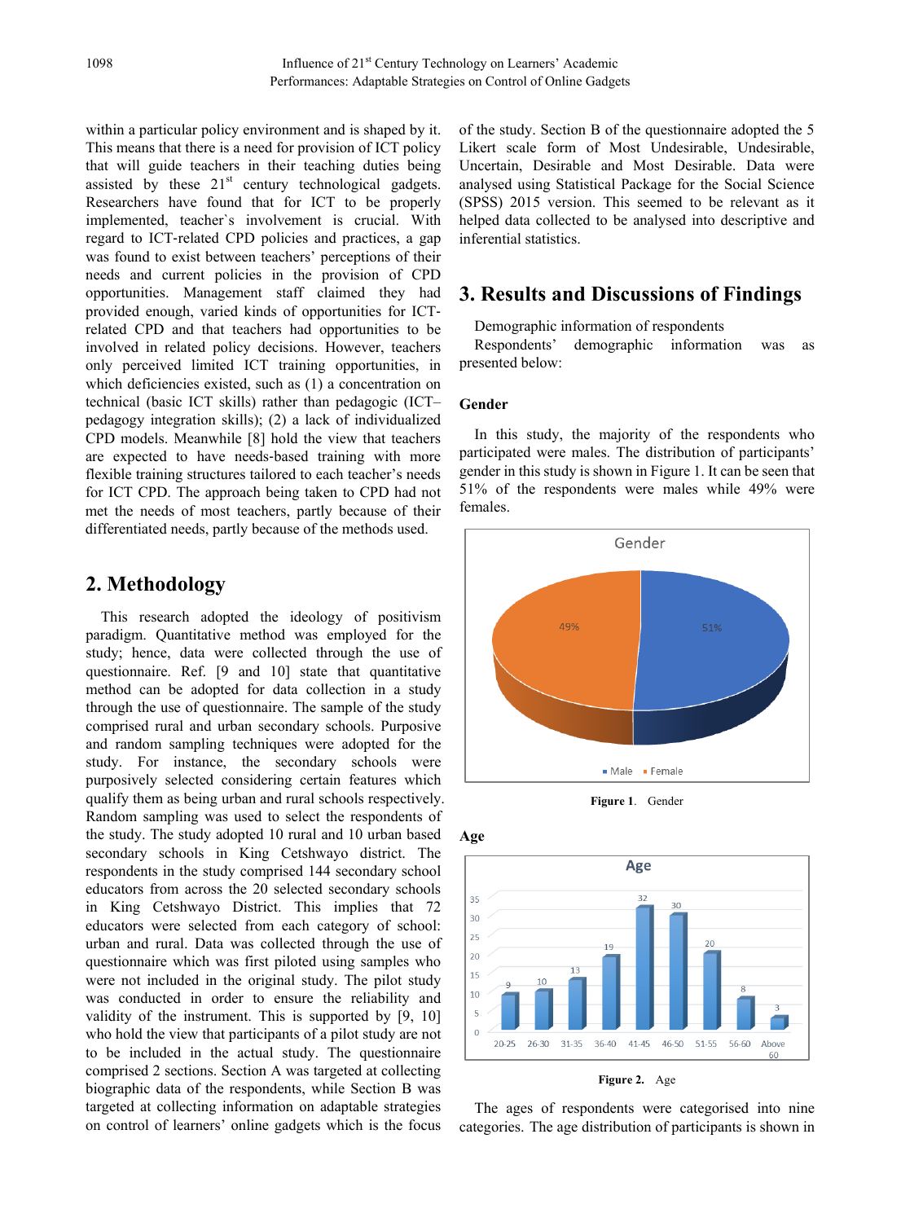within a particular policy environment and is shaped by it. This means that there is a need for provision of ICT policy that will guide teachers in their teaching duties being assisted by these 21st century technological gadgets. Researchers have found that for ICT to be properly implemented, teacher`s involvement is crucial. With regard to ICT-related CPD policies and practices, a gap was found to exist between teachers' perceptions of their needs and current policies in the provision of CPD opportunities. Management staff claimed they had provided enough, varied kinds of opportunities for ICT-related CPD and that teachers had opportunities to be involved in related policy decisions. However, teachers only perceived limited ICT training opportunities, in which deficiencies existed, such as (1) a concentration on technical (basic ICT skills) rather than pedagogic (ICT–pedagogy integration skills); (2) a lack of individualized CPD models. Meanwhile [8] hold the view that teachers are expected to have needs-based training with more flexible training structures tailored to each teacher's needs for ICT CPD. The approach being taken to CPD had not met the needs of most teachers, partly because of their differentiated needs, partly because of the methods used.

## 2. Methodology

This research adopted the ideology of positivism paradigm. Quantitative method was employed for the study; hence, data were collected through the use of questionnaire. Ref. [9 and 10] state that quantitative method can be adopted for data collection in a study through the use of questionnaire. The sample of the study comprised rural and urban secondary schools. Purposive and random sampling techniques were adopted for the study. For instance, the secondary schools were purposively selected considering certain features which qualify them as being urban and rural schools respectively. Random sampling was used to select the respondents of the study. The study adopted 10 rural and 10 urban based secondary schools in King Cetshwayo district. The respondents in the study comprised 144 secondary school educators from across the 20 selected secondary schools in King Cetshwayo District. This implies that 72 educators were selected from each category of school: urban and rural. Data was collected through the use of questionnaire which was first piloted using samples who were not included in the original study. The pilot study was conducted in order to ensure the reliability and validity of the instrument. This is supported by [9, 10] who hold the view that participants of a pilot study are not to be included in the actual study. The questionnaire comprised 2 sections. Section A was targeted at collecting biographic data of the respondents, while Section B was targeted at collecting information on adaptable strategies on control of learners' online gadgets which is the focus of the study. Section B of the questionnaire adopted the 5 Likert scale form of Most Undesirable, Undesirable, Uncertain, Desirable and Most Desirable. Data were analysed using Statistical Package for the Social Science (SPSS) 2015 version. This seemed to be relevant as it helped data collected to be analysed into descriptive and inferential statistics.

## 3. Results and Discussions of Findings

Demographic information of respondents

Respondents' demographic information was as presented below:

### Gender

In this study, the majority of the respondents who participated were males. The distribution of participants' gender in this study is shown in Figure 1. It can be seen that 51% of the respondents were males while 49% were females.

**Figure 1**. Gender

### Age

**Figure 2.** Age

The ages of respondents were categorised into nine categories. The age distribution of participants is shown in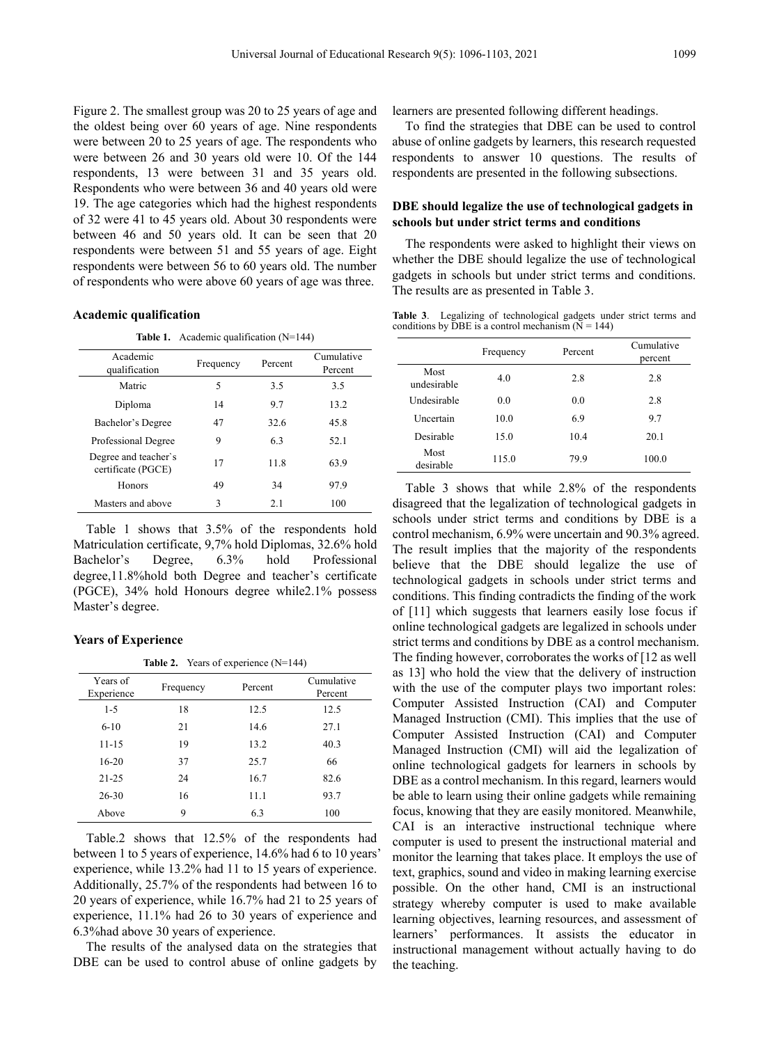Figure 2. The smallest group was 20 to 25 years of age and the oldest being over 60 years of age. Nine respondents were between 20 to 25 years of age. The respondents who were between 26 and 30 years old were 10. Of the 144 respondents, 13 were between 31 and 35 years old. Respondents who were between 36 and 40 years old were 19. The age categories which had the highest respondents of 32 were 41 to 45 years old. About 30 respondents were between 46 and 50 years old. It can be seen that 20 respondents were between 51 and 55 years of age. Eight respondents were between 56 to 60 years old. The number of respondents who were above 60 years of age was three.

### Academic qualification

**Table 1.** Academic qualification (N=144)

| Academic qualification | Frequency | Percent | Cumulative Percent |
|---|---|---|---|
| Matric | 5 | 3.5 | 3.5 |
| Diploma | 14 | 9.7 | 13.2 |
| Bachelor's Degree | 47 | 32.6 | 45.8 |
| Professional Degree | 9 | 6.3 | 52.1 |
| Degree and teacher`s certificate (PGCE) | 17 | 11.8 | 63.9 |
| Honors | 49 | 34 | 97.9 |
| Masters and above | 3 | 2.1 | 100 |

Table 1 shows that 3.5% of the respondents hold Matriculation certificate, 9,7% hold Diplomas, 32.6% hold Bachelor's Degree, 6.3% hold Professional degree,11.8%hold both Degree and teacher's certificate (PGCE), 34% hold Honours degree while2.1% possess Master's degree.

### Years of Experience

**Table 2.** Years of experience (N=144)

| Years of Experience | Frequency | Percent | Cumulative Percent |
|---|---|---|---|
| 1-5 | 18 | 12.5 | 12.5 |
| 6-10 | 21 | 14.6 | 27.1 |
| 11-15 | 19 | 13.2 | 40.3 |
| 16-20 | 37 | 25.7 | 66 |
| 21-25 | 24 | 16.7 | 82.6 |
| 26-30 | 16 | 11.1 | 93.7 |
| Above | 9 | 6.3 | 100 |

Table.2 shows that 12.5% of the respondents had between 1 to 5 years of experience, 14.6% had 6 to 10 years' experience, while 13.2% had 11 to 15 years of experience. Additionally, 25.7% of the respondents had between 16 to 20 years of experience, while 16.7% had 21 to 25 years of experience, 11.1% had 26 to 30 years of experience and 6.3%had above 30 years of experience.

The results of the analysed data on the strategies that DBE can be used to control abuse of online gadgets by learners are presented following different headings.

To find the strategies that DBE can be used to control abuse of online gadgets by learners, this research requested respondents to answer 10 questions. The results of respondents are presented in the following subsections.

### DBE should legalize the use of technological gadgets in schools but under strict terms and conditions

The respondents were asked to highlight their views on whether the DBE should legalize the use of technological gadgets in schools but under strict terms and conditions. The results are as presented in Table 3.

**Table 3**. Legalizing of technological gadgets under strict terms and conditions by DBE is a control mechanism (N = 144)

| | Frequency | Percent | Cumulative percent |
|---|---|---|---|
| Most undesirable | 4.0 | 2.8 | 2.8 |
| Undesirable | 0.0 | 0.0 | 2.8 |
| Uncertain | 10.0 | 6.9 | 9.7 |
| Desirable | 15.0 | 10.4 | 20.1 |
| Most desirable | 115.0 | 79.9 | 100.0 |

Table 3 shows that while 2.8% of the respondents disagreed that the legalization of technological gadgets in schools under strict terms and conditions by DBE is a control mechanism, 6.9% were uncertain and 90.3% agreed. The result implies that the majority of the respondents believe that the DBE should legalize the use of technological gadgets in schools under strict terms and conditions. This finding contradicts the finding of the work of [11] which suggests that learners easily lose focus if online technological gadgets are legalized in schools under strict terms and conditions by DBE as a control mechanism. The finding however, corroborates the works of [12 as well as 13] who hold the view that the delivery of instruction with the use of the computer plays two important roles: Computer Assisted Instruction (CAI) and Computer Managed Instruction (CMI). This implies that the use of Computer Assisted Instruction (CAI) and Computer Managed Instruction (CMI) will aid the legalization of online technological gadgets for learners in schools by DBE as a control mechanism. In this regard, learners would be able to learn using their online gadgets while remaining focus, knowing that they are easily monitored. Meanwhile, CAI is an interactive instructional technique where computer is used to present the instructional material and monitor the learning that takes place. It employs the use of text, graphics, sound and video in making learning exercise possible. On the other hand, CMI is an instructional strategy whereby computer is used to make available learning objectives, learning resources, and assessment of learners' performances. It assists the educator in instructional management without actually having to do the teaching.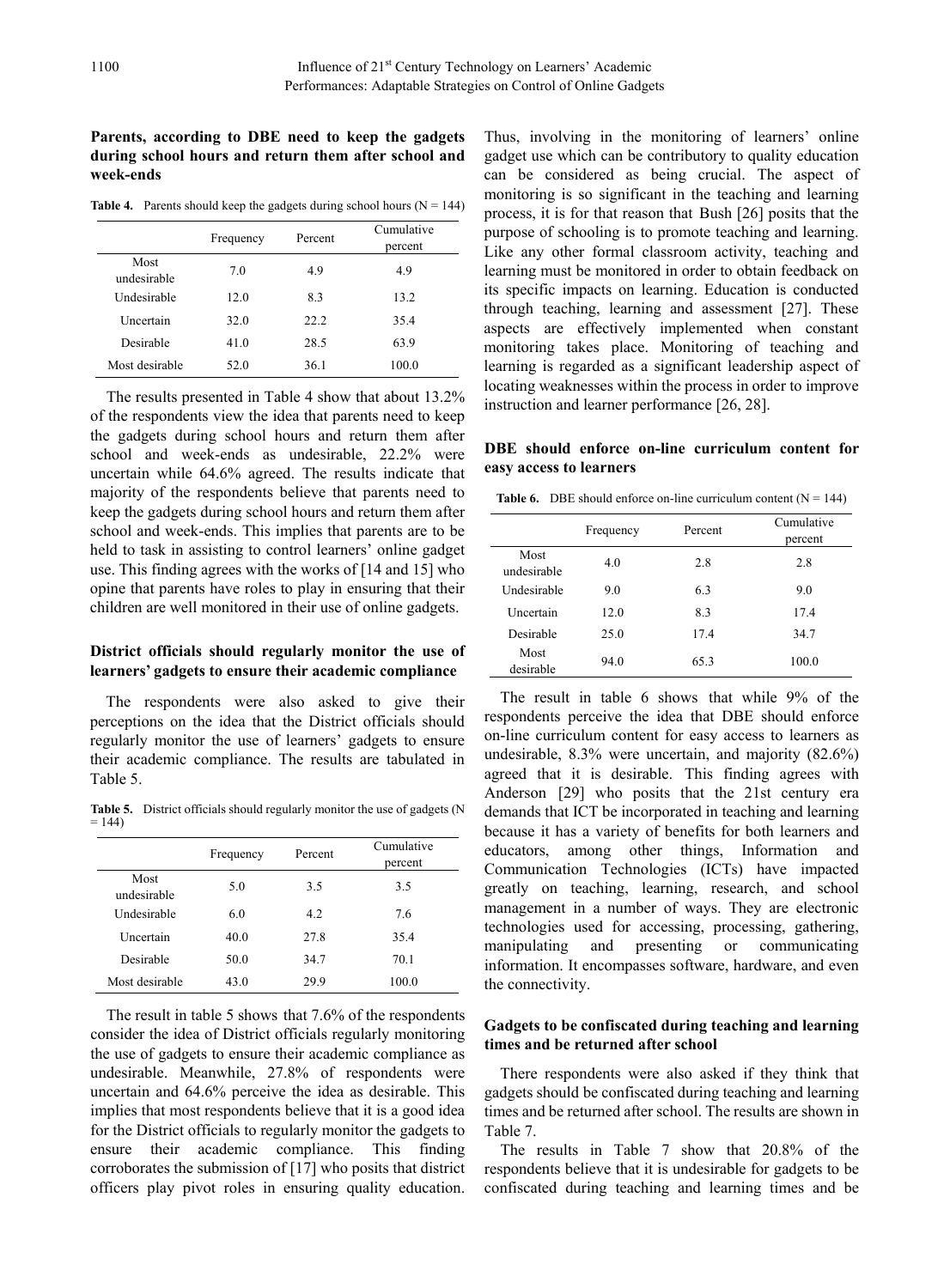**Parents, according to DBE need to keep the gadgets during school hours and return them after school and week-ends**

**Table 4.** Parents should keep the gadgets during school hours (N = 144)

| | Frequency | Percent | Cumulative percent |
|---|---|---|---|
| Most undesirable | 7.0 | 4.9 | 4.9 |
| Undesirable | 12.0 | 8.3 | 13.2 |
| Uncertain | 32.0 | 22.2 | 35.4 |
| Desirable | 41.0 | 28.5 | 63.9 |
| Most desirable | 52.0 | 36.1 | 100.0 |

The results presented in Table 4 show that about 13.2% of the respondents view the idea that parents need to keep the gadgets during school hours and return them after school and week-ends as undesirable, 22.2% were uncertain while 64.6% agreed. The results indicate that majority of the respondents believe that parents need to keep the gadgets during school hours and return them after school and week-ends. This implies that parents are to be held to task in assisting to control learners' online gadget use. This finding agrees with the works of [14 and 15] who opine that parents have roles to play in ensuring that their children are well monitored in their use of online gadgets.

**District officials should regularly monitor the use of learners' gadgets to ensure their academic compliance**

The respondents were also asked to give their perceptions on the idea that the District officials should regularly monitor the use of learners' gadgets to ensure their academic compliance. The results are tabulated in Table 5.

**Table 5.** District officials should regularly monitor the use of gadgets (N = 144)

| | Frequency | Percent | Cumulative percent |
|---|---|---|---|
| Most undesirable | 5.0 | 3.5 | 3.5 |
| Undesirable | 6.0 | 4.2 | 7.6 |
| Uncertain | 40.0 | 27.8 | 35.4 |
| Desirable | 50.0 | 34.7 | 70.1 |
| Most desirable | 43.0 | 29.9 | 100.0 |

The result in table 5 shows that 7.6% of the respondents consider the idea of District officials regularly monitoring the use of gadgets to ensure their academic compliance as undesirable. Meanwhile, 27.8% of respondents were uncertain and 64.6% perceive the idea as desirable. This implies that most respondents believe that it is a good idea for the District officials to regularly monitor the gadgets to ensure their academic compliance. This finding corroborates the submission of [17] who posits that district officers play pivot roles in ensuring quality education. Thus, involving in the monitoring of learners' online gadget use which can be contributory to quality education can be considered as being crucial. The aspect of monitoring is so significant in the teaching and learning process, it is for that reason that Bush [26] posits that the purpose of schooling is to promote teaching and learning. Like any other formal classroom activity, teaching and learning must be monitored in order to obtain feedback on its specific impacts on learning. Education is conducted through teaching, learning and assessment [27]. These aspects are effectively implemented when constant monitoring takes place. Monitoring of teaching and learning is regarded as a significant leadership aspect of locating weaknesses within the process in order to improve instruction and learner performance [26, 28].

**DBE should enforce on-line curriculum content for easy access to learners**

**Table 6.** DBE should enforce on-line curriculum content (N = 144)

| | Frequency | Percent | Cumulative percent |
|---|---|---|---|
| Most undesirable | 4.0 | 2.8 | 2.8 |
| Undesirable | 9.0 | 6.3 | 9.0 |
| Uncertain | 12.0 | 8.3 | 17.4 |
| Desirable | 25.0 | 17.4 | 34.7 |
| Most desirable | 94.0 | 65.3 | 100.0 |

The result in table 6 shows that while 9% of the respondents perceive the idea that DBE should enforce on-line curriculum content for easy access to learners as undesirable, 8.3% were uncertain, and majority (82.6%) agreed that it is desirable. This finding agrees with Anderson [29] who posits that the 21st century era demands that ICT be incorporated in teaching and learning because it has a variety of benefits for both learners and educators, among other things, Information and Communication Technologies (ICTs) have impacted greatly on teaching, learning, research, and school management in a number of ways. They are electronic technologies used for accessing, processing, gathering, manipulating and presenting or communicating information. It encompasses software, hardware, and even the connectivity.

**Gadgets to be confiscated during teaching and learning times and be returned after school**

There respondents were also asked if they think that gadgets should be confiscated during teaching and learning times and be returned after school. The results are shown in Table 7.

The results in Table 7 show that 20.8% of the respondents believe that it is undesirable for gadgets to be confiscated during teaching and learning times and be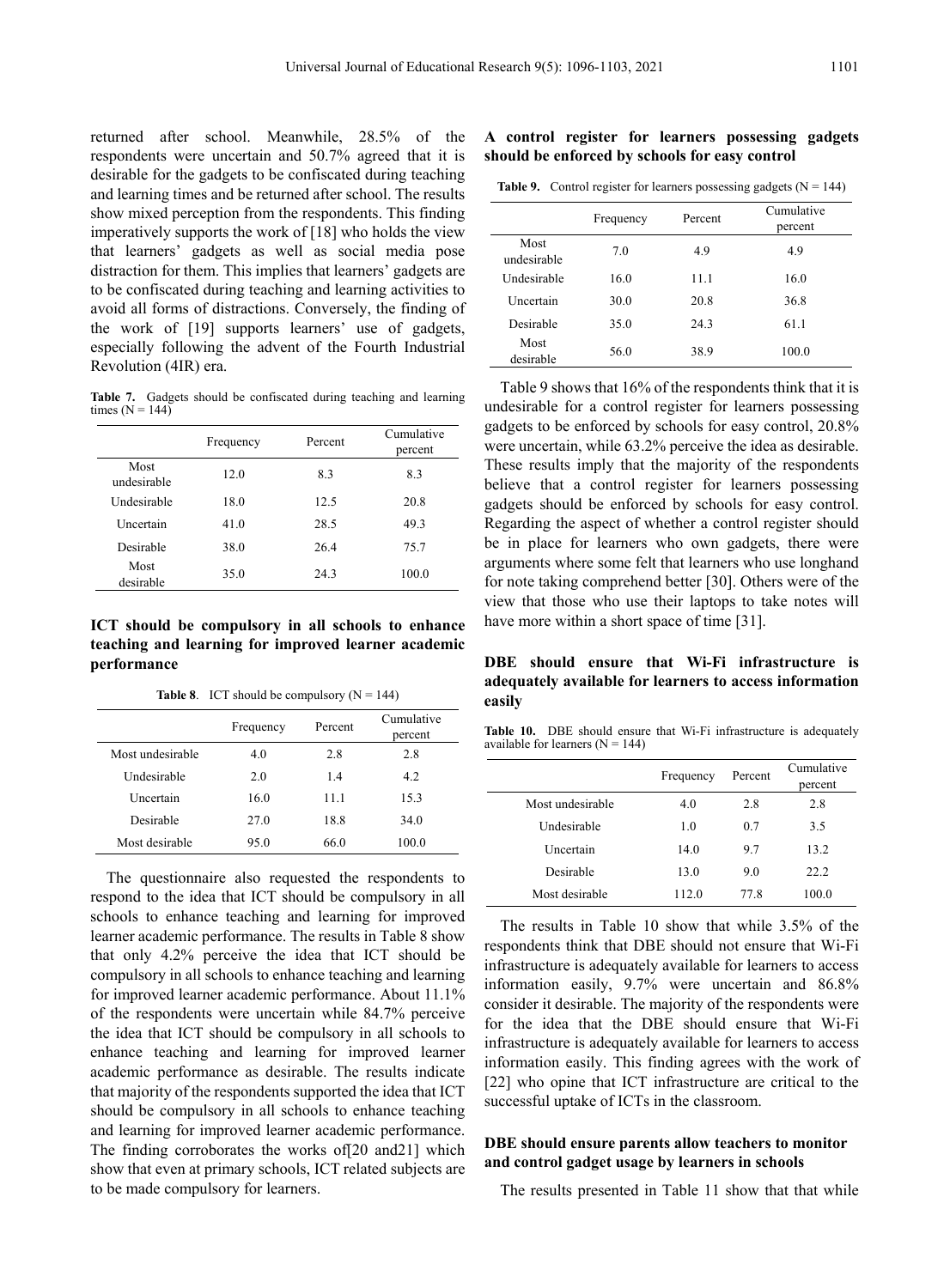returned after school. Meanwhile, 28.5% of the respondents were uncertain and 50.7% agreed that it is desirable for the gadgets to be confiscated during teaching and learning times and be returned after school. The results show mixed perception from the respondents. This finding imperatively supports the work of [18] who holds the view that learners' gadgets as well as social media pose distraction for them. This implies that learners' gadgets are to be confiscated during teaching and learning activities to avoid all forms of distractions. Conversely, the finding of the work of [19] supports learners' use of gadgets, especially following the advent of the Fourth Industrial Revolution (4IR) era.

**Table 7.** Gadgets should be confiscated during teaching and learning times (N = 144)

| | Frequency | Percent | Cumulative percent |
|---|---|---|---|
| Most undesirable | 12.0 | 8.3 | 8.3 |
| Undesirable | 18.0 | 12.5 | 20.8 |
| Uncertain | 41.0 | 28.5 | 49.3 |
| Desirable | 38.0 | 26.4 | 75.7 |
| Most desirable | 35.0 | 24.3 | 100.0 |

### ICT should be compulsory in all schools to enhance teaching and learning for improved learner academic performance

**Table 8**. ICT should be compulsory (N = 144)

| | Frequency | Percent | Cumulative percent |
|---|---|---|---|
| Most undesirable | 4.0 | 2.8 | 2.8 |
| Undesirable | 2.0 | 1.4 | 4.2 |
| Uncertain | 16.0 | 11.1 | 15.3 |
| Desirable | 27.0 | 18.8 | 34.0 |
| Most desirable | 95.0 | 66.0 | 100.0 |

The questionnaire also requested the respondents to respond to the idea that ICT should be compulsory in all schools to enhance teaching and learning for improved learner academic performance. The results in Table 8 show that only 4.2% perceive the idea that ICT should be compulsory in all schools to enhance teaching and learning for improved learner academic performance. About 11.1% of the respondents were uncertain while 84.7% perceive the idea that ICT should be compulsory in all schools to enhance teaching and learning for improved learner academic performance as desirable. The results indicate that majority of the respondents supported the idea that ICT should be compulsory in all schools to enhance teaching and learning for improved learner academic performance. The finding corroborates the works of[20 and21] which show that even at primary schools, ICT related subjects are to be made compulsory for learners.

### A control register for learners possessing gadgets should be enforced by schools for easy control

**Table 9.** Control register for learners possessing gadgets (N = 144)

| | Frequency | Percent | Cumulative percent |
|---|---|---|---|
| Most undesirable | 7.0 | 4.9 | 4.9 |
| Undesirable | 16.0 | 11.1 | 16.0 |
| Uncertain | 30.0 | 20.8 | 36.8 |
| Desirable | 35.0 | 24.3 | 61.1 |
| Most desirable | 56.0 | 38.9 | 100.0 |

Table 9 shows that 16% of the respondents think that it is undesirable for a control register for learners possessing gadgets to be enforced by schools for easy control, 20.8% were uncertain, while 63.2% perceive the idea as desirable. These results imply that the majority of the respondents believe that a control register for learners possessing gadgets should be enforced by schools for easy control. Regarding the aspect of whether a control register should be in place for learners who own gadgets, there were arguments where some felt that learners who use longhand for note taking comprehend better [30]. Others were of the view that those who use their laptops to take notes will have more within a short space of time [31].

### DBE should ensure that Wi-Fi infrastructure is adequately available for learners to access information easily

**Table 10.** DBE should ensure that Wi-Fi infrastructure is adequately available for learners (N = 144)

| | Frequency | Percent | Cumulative percent |
|---|---|---|---|
| Most undesirable | 4.0 | 2.8 | 2.8 |
| Undesirable | 1.0 | 0.7 | 3.5 |
| Uncertain | 14.0 | 9.7 | 13.2 |
| Desirable | 13.0 | 9.0 | 22.2 |
| Most desirable | 112.0 | 77.8 | 100.0 |

The results in Table 10 show that while 3.5% of the respondents think that DBE should not ensure that Wi-Fi infrastructure is adequately available for learners to access information easily, 9.7% were uncertain and 86.8% consider it desirable. The majority of the respondents were for the idea that the DBE should ensure that Wi-Fi infrastructure is adequately available for learners to access information easily. This finding agrees with the work of [22] who opine that ICT infrastructure are critical to the successful uptake of ICTs in the classroom.

### DBE should ensure parents allow teachers to monitor and control gadget usage by learners in schools

The results presented in Table 11 show that that while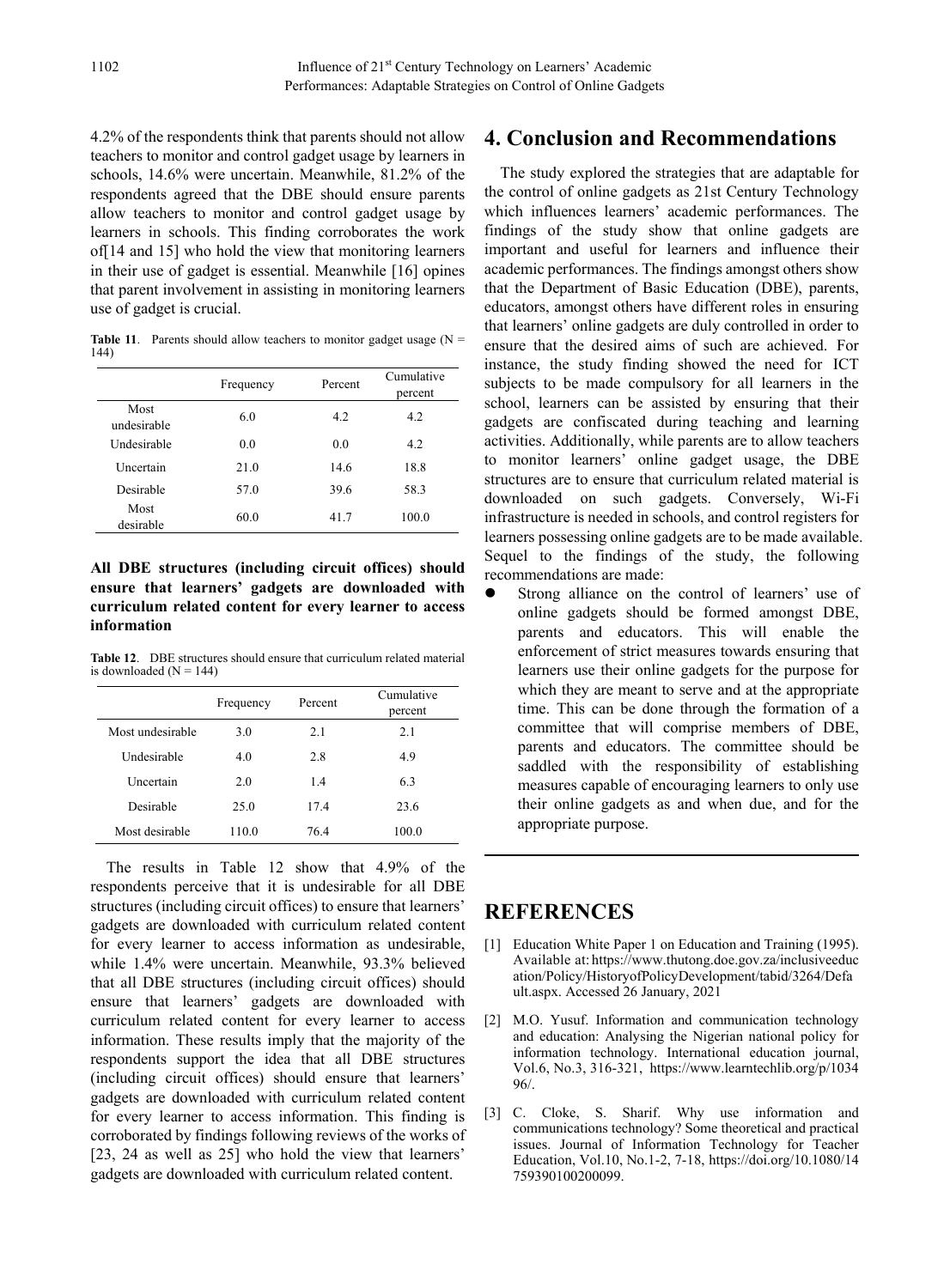4.2% of the respondents think that parents should not allow teachers to monitor and control gadget usage by learners in schools, 14.6% were uncertain. Meanwhile, 81.2% of the respondents agreed that the DBE should ensure parents allow teachers to monitor and control gadget usage by learners in schools. This finding corroborates the work of[14 and 15] who hold the view that monitoring learners in their use of gadget is essential. Meanwhile [16] opines that parent involvement in assisting in monitoring learners use of gadget is crucial.

**Table 11**. Parents should allow teachers to monitor gadget usage (N = 144)

| | Frequency | Percent | Cumulative percent |
|---|---|---|---|
| Most undesirable | 6.0 | 4.2 | 4.2 |
| Undesirable | 0.0 | 0.0 | 4.2 |
| Uncertain | 21.0 | 14.6 | 18.8 |
| Desirable | 57.0 | 39.6 | 58.3 |
| Most desirable | 60.0 | 41.7 | 100.0 |

**All DBE structures (including circuit offices) should ensure that learners' gadgets are downloaded with curriculum related content for every learner to access information**

**Table 12**. DBE structures should ensure that curriculum related material is downloaded (N = 144)

| | Frequency | Percent | Cumulative percent |
|---|---|---|---|
| Most undesirable | 3.0 | 2.1 | 2.1 |
| Undesirable | 4.0 | 2.8 | 4.9 |
| Uncertain | 2.0 | 1.4 | 6.3 |
| Desirable | 25.0 | 17.4 | 23.6 |
| Most desirable | 110.0 | 76.4 | 100.0 |

The results in Table 12 show that 4.9% of the respondents perceive that it is undesirable for all DBE structures (including circuit offices) to ensure that learners' gadgets are downloaded with curriculum related content for every learner to access information as undesirable, while 1.4% were uncertain. Meanwhile, 93.3% believed that all DBE structures (including circuit offices) should ensure that learners' gadgets are downloaded with curriculum related content for every learner to access information. These results imply that the majority of the respondents support the idea that all DBE structures (including circuit offices) should ensure that learners' gadgets are downloaded with curriculum related content for every learner to access information. This finding is corroborated by findings following reviews of the works of [23, 24 as well as 25] who hold the view that learners' gadgets are downloaded with curriculum related content.

## 4. Conclusion and Recommendations

The study explored the strategies that are adaptable for the control of online gadgets as 21st Century Technology which influences learners' academic performances. The findings of the study show that online gadgets are important and useful for learners and influence their academic performances. The findings amongst others show that the Department of Basic Education (DBE), parents, educators, amongst others have different roles in ensuring that learners' online gadgets are duly controlled in order to ensure that the desired aims of such are achieved. For instance, the study finding showed the need for ICT subjects to be made compulsory for all learners in the school, learners can be assisted by ensuring that their gadgets are confiscated during teaching and learning activities. Additionally, while parents are to allow teachers to monitor learners' online gadget usage, the DBE structures are to ensure that curriculum related material is downloaded on such gadgets. Conversely, Wi-Fi infrastructure is needed in schools, and control registers for learners possessing online gadgets are to be made available. Sequel to the findings of the study, the following recommendations are made:

- Strong alliance on the control of learners' use of online gadgets should be formed amongst DBE, parents and educators. This will enable the enforcement of strict measures towards ensuring that learners use their online gadgets for the purpose for which they are meant to serve and at the appropriate time. This can be done through the formation of a committee that will comprise members of DBE, parents and educators. The committee should be saddled with the responsibility of establishing measures capable of encouraging learners to only use their online gadgets as and when due, and for the appropriate purpose.

## REFERENCES

[1] Education White Paper 1 on Education and Training (1995). Available at: https://www.thutong.doe.gov.za/inclusiveeducation/Policy/HistoryofPolicyDevelopment/tabid/3264/Default.aspx. Accessed 26 January, 2021

[2] M.O. Yusuf. Information and communication technology and education: Analysing the Nigerian national policy for information technology. International education journal, Vol.6, No.3, 316-321, https://www.learntechlib.org/p/103496/.

[3] C. Cloke, S. Sharif. Why use information and communications technology? Some theoretical and practical issues. Journal of Information Technology for Teacher Education, Vol.10, No.1-2, 7-18, https://doi.org/10.1080/14759390100200099.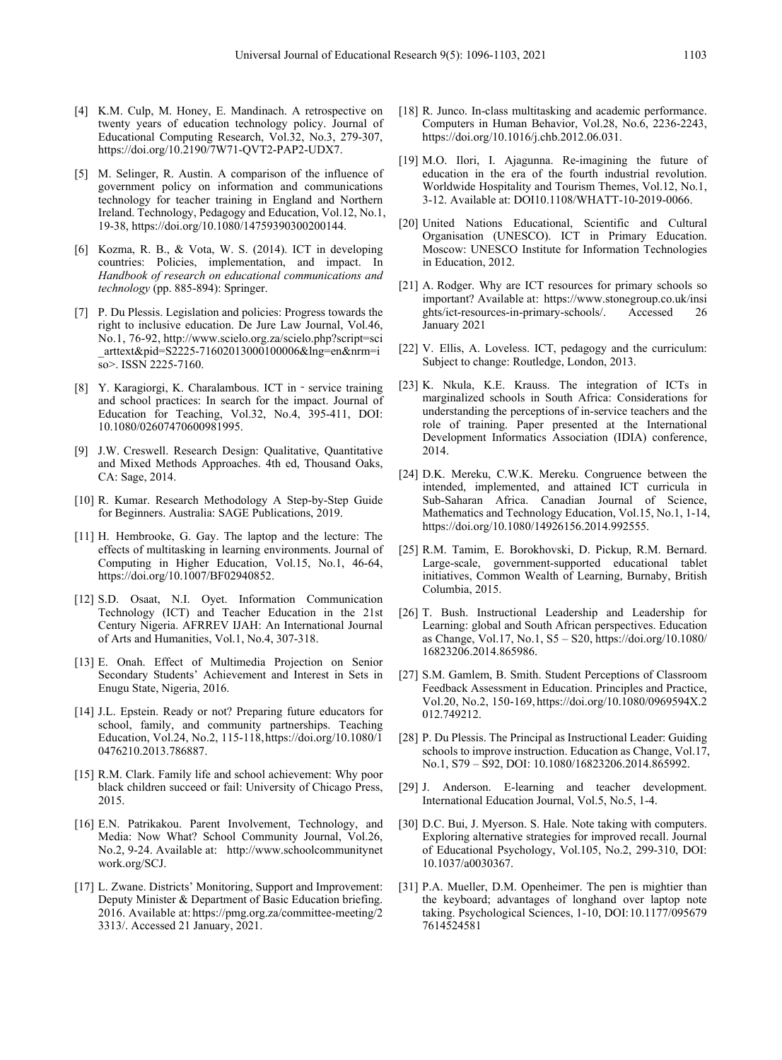[4] K.M. Culp, M. Honey, E. Mandinach. A retrospective on twenty years of education technology policy. Journal of Educational Computing Research, Vol.32, No.3, 279-307, https://doi.org/10.2190/7W71-QVT2-PAP2-UDX7.

[5] M. Selinger, R. Austin. A comparison of the influence of government policy on information and communications technology for teacher training in England and Northern Ireland. Technology, Pedagogy and Education, Vol.12, No.1, 19-38, https://doi.org/10.1080/14759390300200144.

[6] Kozma, R. B., & Vota, W. S. (2014). ICT in developing countries: Policies, implementation, and impact. In *Handbook of research on educational communications and technology* (pp. 885-894): Springer.

[7] P. Du Plessis. Legislation and policies: Progress towards the right to inclusive education. De Jure Law Journal, Vol.46, No.1, 76-92, http://www.scielo.org.za/scielo.php?script=sci_arttext&pid=S2225-71602013000100006&lng=en&nrm=iso>. ISSN 2225-7160.

[8] Y. Karagiorgi, K. Charalambous. ICT in‐service training and school practices: In search for the impact. Journal of Education for Teaching, Vol.32, No.4, 395-411, DOI: 10.1080/02607470600981995.

[9] J.W. Creswell. Research Design: Qualitative, Quantitative and Mixed Methods Approaches. 4th ed, Thousand Oaks, CA: Sage, 2014.

[10] R. Kumar. Research Methodology A Step-by-Step Guide for Beginners. Australia: SAGE Publications, 2019.

[11] H. Hembrooke, G. Gay. The laptop and the lecture: The effects of multitasking in learning environments. Journal of Computing in Higher Education, Vol.15, No.1, 46-64, https://doi.org/10.1007/BF02940852.

[12] S.D. Osaat, N.I. Oyet. Information Communication Technology (ICT) and Teacher Education in the 21st Century Nigeria. AFRREV IJAH: An International Journal of Arts and Humanities, Vol.1, No.4, 307-318.

[13] E. Onah. Effect of Multimedia Projection on Senior Secondary Students' Achievement and Interest in Sets in Enugu State, Nigeria, 2016.

[14] J.L. Epstein. Ready or not? Preparing future educators for school, family, and community partnerships. Teaching Education, Vol.24, No.2, 115-118, https://doi.org/10.1080/10476210.2013.786887.

[15] R.M. Clark. Family life and school achievement: Why poor black children succeed or fail: University of Chicago Press, 2015.

[16] E.N. Patrikakou. Parent Involvement, Technology, and Media: Now What? School Community Journal, Vol.26, No.2, 9-24. Available at: http://www.schoolcommunitynetwork.org/SCJ.

[17] L. Zwane. Districts' Monitoring, Support and Improvement: Deputy Minister & Department of Basic Education briefing. 2016. Available at: https://pmg.org.za/committee-meeting/23313/. Accessed 21 January, 2021.

[18] R. Junco. In-class multitasking and academic performance. Computers in Human Behavior, Vol.28, No.6, 2236-2243, https://doi.org/10.1016/j.chb.2012.06.031.

[19] M.O. Ilori, I. Ajagunna. Re-imagining the future of education in the era of the fourth industrial revolution. Worldwide Hospitality and Tourism Themes, Vol.12, No.1, 3-12. Available at: DOI10.1108/WHATT-10-2019-0066.

[20] United Nations Educational, Scientific and Cultural Organisation (UNESCO). ICT in Primary Education. Moscow: UNESCO Institute for Information Technologies in Education, 2012.

[21] A. Rodger. Why are ICT resources for primary schools so important? Available at: https://www.stonegroup.co.uk/insights/ict-resources-in-primary-schools/. Accessed 26 January 2021

[22] V. Ellis, A. Loveless. ICT, pedagogy and the curriculum: Subject to change: Routledge, London, 2013.

[23] K. Nkula, K.E. Krauss. The integration of ICTs in marginalized schools in South Africa: Considerations for understanding the perceptions of in-service teachers and the role of training. Paper presented at the International Development Informatics Association (IDIA) conference, 2014.

[24] D.K. Mereku, C.W.K. Mereku. Congruence between the intended, implemented, and attained ICT curricula in Sub-Saharan Africa. Canadian Journal of Science, Mathematics and Technology Education, Vol.15, No.1, 1-14, https://doi.org/10.1080/14926156.2014.992555.

[25] R.M. Tamim, E. Borokhovski, D. Pickup, R.M. Bernard. Large-scale, government-supported educational tablet initiatives, Common Wealth of Learning, Burnaby, British Columbia, 2015.

[26] T. Bush. Instructional Leadership and Leadership for Learning: global and South African perspectives. Education as Change, Vol.17, No.1, S5 – S20, https://doi.org/10.1080/16823206.2014.865986.

[27] S.M. Gamlem, B. Smith. Student Perceptions of Classroom Feedback Assessment in Education. Principles and Practice, Vol.20, No.2, 150-169, https://doi.org/10.1080/0969594X.2012.749212.

[28] P. Du Plessis. The Principal as Instructional Leader: Guiding schools to improve instruction. Education as Change, Vol.17, No.1, S79 – S92, DOI: 10.1080/16823206.2014.865992.

[29] J. Anderson. E-learning and teacher development. International Education Journal, Vol.5, No.5, 1-4.

[30] D.C. Bui, J. Myerson. S. Hale. Note taking with computers. Exploring alternative strategies for improved recall. Journal of Educational Psychology, Vol.105, No.2, 299-310, DOI: 10.1037/a0030367.

[31] P.A. Mueller, D.M. Openheimer. The pen is mightier than the keyboard; advantages of longhand over laptop note taking. Psychological Sciences, 1-10, DOI:10.1177/0956797614524581